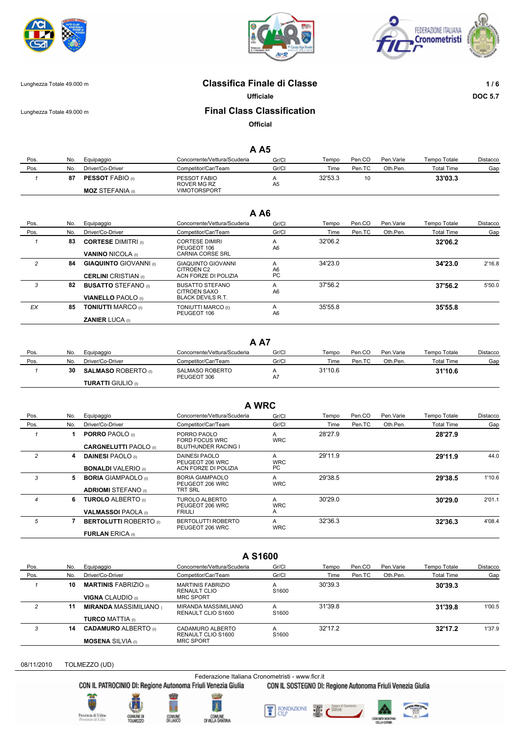Lunghezza Totale 49.000 m

# Classifica Finale di Classe

**Ufficiale**

DOC 5.7

Lunghezza Totale 49.000 m

# Final Class Classification

**Official**

## A A5

| Pos. | No. | Equipaggio / Driver/Co-Driver | Concorrente/Vettura/Scuderia / Competitor/Car/Team | Gr/Cl | Tempo / Time | Pen.CO / Pen.TC | Pen.Varie / Oth.Pen. | Tempo Totale / Total Time | Distacco / Gap |
|---|---|---|---|---|---|---|---|---|---|
| 1 | 87 | **PESSOT FABIO** (I) / **MOZ** STEFANIA (I) | PESSOT FABIO / ROVER MG RZ / VIMOTORSPORT | A / A5 | 32'53.3 | 10 | | **33'03.3** | |

## A A6

| Pos. | No. | Equipaggio / Driver/Co-Driver | Concorrente/Vettura/Scuderia / Competitor/Car/Team | Gr/Cl | Tempo / Time | Pen.CO / Pen.TC | Pen.Varie / Oth.Pen. | Tempo Totale / Total Time | Distacco / Gap |
|---|---|---|---|---|---|---|---|---|---|
| 1 | 83 | **CORTESE** DIMITRI (I) / **VANINO** NICOLA (I) | CORTESE DIMIRI / PEUGEOT 106 / CARNIA CORSE SRL | A / A6 | 32'06.2 | | | **32'06.2** | |
| 2 | 84 | **GIAQUINTO** GIOVANNI (I) / **CERLINI** CRISTIAN (I) | GIAQUINTO GIOVANNI / CITROEN C2 / ACN FORZE DI POLIZIA | A / A6 / PC | 34'23.0 | | | **34'23.0** | 2'16.8 |
| 3 | 82 | **BUSATTO** STEFANO (I) / **VIANELLO** PAOLO (I) | BUSATTO STEFANO / CITROEN SAXO / BLACK DEVILS R.T. | A / A6 | 37'56.2 | | | **37'56.2** | 5'50.0 |
| EX | 85 | **TONIUTTI** MARCO (I) / **ZANIER** LUCA (I) | TONIUTTI MARCO (I) / PEUGEOT 106 | A / A6 | 35'55.8 | | | **35'55.8** | |

## A A7

| Pos. | No. | Equipaggio / Driver/Co-Driver | Concorrente/Vettura/Scuderia / Competitor/Car/Team | Gr/Cl | Tempo / Time | Pen.CO / Pen.TC | Pen.Varie / Oth.Pen. | Tempo Totale / Total Time | Distacco / Gap |
|---|---|---|---|---|---|---|---|---|---|
| 1 | 30 | **SALMASO** ROBERTO (I) / **TURATTI** GIULIO (I) | SALMASO ROBERTO / PEUGEOT 306 | A / A7 | 31'10.6 | | | **31'10.6** | |

## A WRC

| Pos. | No. | Equipaggio / Driver/Co-Driver | Concorrente/Vettura/Scuderia / Competitor/Car/Team | Gr/Cl | Tempo / Time | Pen.CO / Pen.TC | Pen.Varie / Oth.Pen. | Tempo Totale / Total Time | Distacco / Gap |
|---|---|---|---|---|---|---|---|---|---|
| 1 | 1 | **PORRO** PAOLO (I) / **CARGNELUTTI** PAOLO (I) | PORRO PAOLO / FORD FOCUS WRC / BLUTHUNDER RACING I | A / WRC | 28'27.9 | | | **28'27.9** | |
| 2 | 4 | **DAINESI** PAOLO (I) / **BONALDI** VALERIO (I) | DAINESI PAOLO / PEUGEOT 206 WRC / ACN FORZE DI POLIZIA | A / WRC / PC | 29'11.9 | | | **29'11.9** | 44.0 |
| 3 | 5 | **BORIA** GIAMPAOLO (I) / **ADRIOMI** STEFANO (I) | BORIA GIAMPAOLO / PEUGEOT 206 WRC / TRT SRL | A / WRC | 29'38.5 | | | **29'38.5** | 1'10.6 |
| 4 | 6 | **TUROLO** ALBERTO (I) / **VALMASSOI** PAOLA (I) | TUROLO ALBERTO / PEUGEOT 206 WRC / FRIULI | A / WRC / A | 30'29.0 | | | **30'29.0** | 2'01.1 |
| 5 | 7 | **BERTOLUTTI** ROBERTO (I) / **FURLAN** ERICA (I) | BERTOLUTTI ROBERTO / PEUGEOT 206 WRC | A / WRC | 32'36.3 | | | **32'36.3** | 4'08.4 |

## A S1600

| Pos. | No. | Equipaggio / Driver/Co-Driver | Concorrente/Vettura/Scuderia / Competitor/Car/Team | Gr/Cl | Tempo / Time | Pen.CO / Pen.TC | Pen.Varie / Oth.Pen. | Tempo Totale / Total Time | Distacco / Gap |
|---|---|---|---|---|---|---|---|---|---|
| 1 | 10 | **MARTINIS** FABRIZIO (I) / **VIGNA** CLAUDIO (I) | MARTINIS FABRIZIO / RENAULT CLIO / MRC SPORT | A / S1600 | 30'39.3 | | | **30'39.3** | |
| 2 | 11 | **MIRANDA** MASSIMILIANO ( / **TURCO** MATTIA (I) | MIRANDA MASSIMILIANO / RENAULT CLIO S1600 | A / S1600 | 31'39.8 | | | **31'39.8** | 1'00.5 |
| 3 | 14 | **CADAMURO** ALBERTO (I) / **MOSENA** SILVIA (I) | CADAMURO ALBERTO / RENAULT CLIO S1600 / MRC SPORT | A / S1600 | 32'17.2 | | | **32'17.2** | 1'37.9 |

08/11/2010 TOLMEZZO (UD)

Federazione Italiana Cronometristi - www.ficr.it

CON IL PATROCINIO DI: Regione Autonoma Friuli Venezia Giulia — CON IL SOSTEGNO DI: Regione Autonoma Friuli Venezia Giulia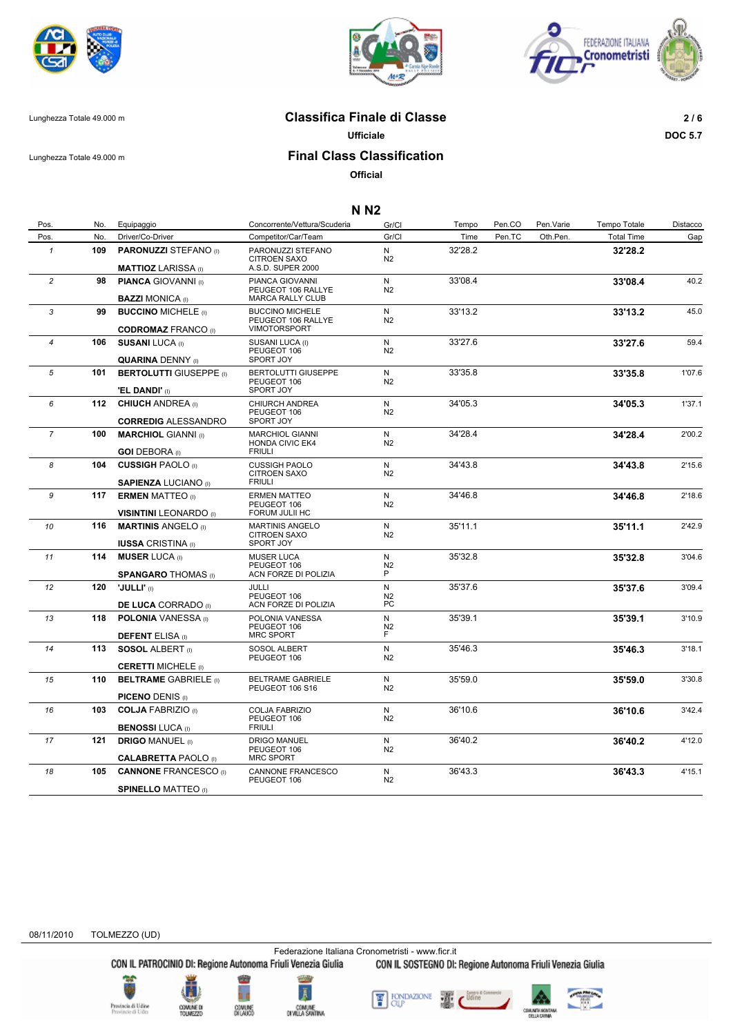Lunghezza Totale 49.000 m

# Classifica Finale di Classe

**Ufficiale**

DOC 5.7

Lunghezza Totale 49.000 m

# Final Class Classification

**Official**

## N N2

| Pos. / Pos. | No. / No. | Equipaggio / Driver/Co-Driver | Concorrente/Vettura/Scuderia / Competitor/Car/Team | Gr/Cl / Gr/Cl | Tempo / Time | Pen.CO / Pen.TC | Pen.Varie / Oth.Pen. | Tempo Totale / Total Time | Distacco / Gap |
|---|---|---|---|---|---|---|---|---|---|
| 1 | 109 | **PARONUZZI** STEFANO (I) / **MATTIOZ** LARISSA (I) | PARONUZZI STEFANO / CITROEN SAXO / A.S.D. SUPER 2000 | N / N2 | 32'28.2 | | | **32'28.2** | |
| 2 | 98 | **PIANCA** GIOVANNI (I) / **BAZZI** MONICA (I) | PIANCA GIOVANNI / PEUGEOT 106 RALLYE / MARCA RALLY CLUB | N / N2 | 33'08.4 | | | **33'08.4** | 40.2 |
| 3 | 99 | **BUCCINO** MICHELE (I) / **CODROMAZ** FRANCO (I) | BUCCINO MICHELE / PEUGEOT 106 RALLYE / VIMOTORSPORT | N / N2 | 33'13.2 | | | **33'13.2** | 45.0 |
| 4 | 106 | **SUSANI** LUCA (I) / **QUARINA** DENNY (I) | SUSANI LUCA (I) / PEUGEOT 106 / SPORT JOY | N / N2 | 33'27.6 | | | **33'27.6** | 59.4 |
| 5 | 101 | **BERTOLUTTI** GIUSEPPE (I) / **'EL DANDI'** (I) | BERTOLUTTI GIUSEPPE / PEUGEOT 106 / SPORT JOY | N / N2 | 33'35.8 | | | **33'35.8** | 1'07.6 |
| 6 | 112 | **CHIUCH** ANDREA (I) / **CORREDIG** ALESSANDRO | CHIURCH ANDREA / PEUGEOT 106 / SPORT JOY | N / N2 | 34'05.3 | | | **34'05.3** | 1'37.1 |
| 7 | 100 | **MARCHIOL** GIANNI (I) / **GOI** DEBORA (I) | MARCHIOL GIANNI / HONDA CIVIC EK4 / FRIULI | N / N2 | 34'28.4 | | | **34'28.4** | 2'00.2 |
| 8 | 104 | **CUSSIGH** PAOLO (I) / **SAPIENZA** LUCIANO (I) | CUSSIGH PAOLO / CITROEN SAXO / FRIULI | N / N2 | 34'43.8 | | | **34'43.8** | 2'15.6 |
| 9 | 117 | **ERMEN** MATTEO (I) / **VISINTINI** LEONARDO (I) | ERMEN MATTEO / PEUGEOT 106 / FORUM JULII HC | N / N2 | 34'46.8 | | | **34'46.8** | 2'18.6 |
| 10 | 116 | **MARTINIS** ANGELO (I) / **IUSSA** CRISTINA (I) | MARTINIS ANGELO / CITROEN SAXO / SPORT JOY | N / N2 | 35'11.1 | | | **35'11.1** | 2'42.9 |
| 11 | 114 | **MUSER** LUCA (I) / **SPANGARO** THOMAS (I) | MUSER LUCA / PEUGEOT 106 / ACN FORZE DI POLIZIA | N / N2 / P | 35'32.8 | | | **35'32.8** | 3'04.6 |
| 12 | 120 | **'JULLI'** (I) / **DE LUCA** CORRADO (I) | JULLI / PEUGEOT 106 / ACN FORZE DI POLIZIA | N / N2 / PC | 35'37.6 | | | **35'37.6** | 3'09.4 |
| 13 | 118 | **POLONIA** VANESSA (I) / **DEFENT** ELISA (I) | POLONIA VANESSA / PEUGEOT 106 / MRC SPORT | N / N2 / F | 35'39.1 | | | **35'39.1** | 3'10.9 |
| 14 | 113 | **SOSOL** ALBERT (I) / **CERETTI** MICHELE (I) | SOSOL ALBERT / PEUGEOT 106 | N / N2 | 35'46.3 | | | **35'46.3** | 3'18.1 |
| 15 | 110 | **BELTRAME** GABRIELE (I) / **PICENO** DENIS (I) | BELTRAME GABRIELE / PEUGEOT 106 S16 | N / N2 | 35'59.0 | | | **35'59.0** | 3'30.8 |
| 16 | 103 | **COLJA** FABRIZIO (I) / **BENOSSI** LUCA (I) | COLJA FABRIZIO / PEUGEOT 106 / FRIULI | N / N2 | 36'10.6 | | | **36'10.6** | 3'42.4 |
| 17 | 121 | **DRIGO** MANUEL (I) / **CALABRETTA** PAOLO (I) | DRIGO MANUEL / PEUGEOT 106 / MRC SPORT | N / N2 | 36'40.2 | | | **36'40.2** | 4'12.0 |
| 18 | 105 | **CANNONE** FRANCESCO (I) / **SPINELLO** MATTEO (I) | CANNONE FRANCESCO / PEUGEOT 106 | N / N2 | 36'43.3 | | | **36'43.3** | 4'15.1 |

08/11/2010 TOLMEZZO (UD)

Federazione Italiana Cronometristi - www.ficr.it

CON IL PATROCINIO DI: Regione Autonoma Friuli Venezia Giulia — CON IL SOSTEGNO DI: Regione Autonoma Friuli Venezia Giulia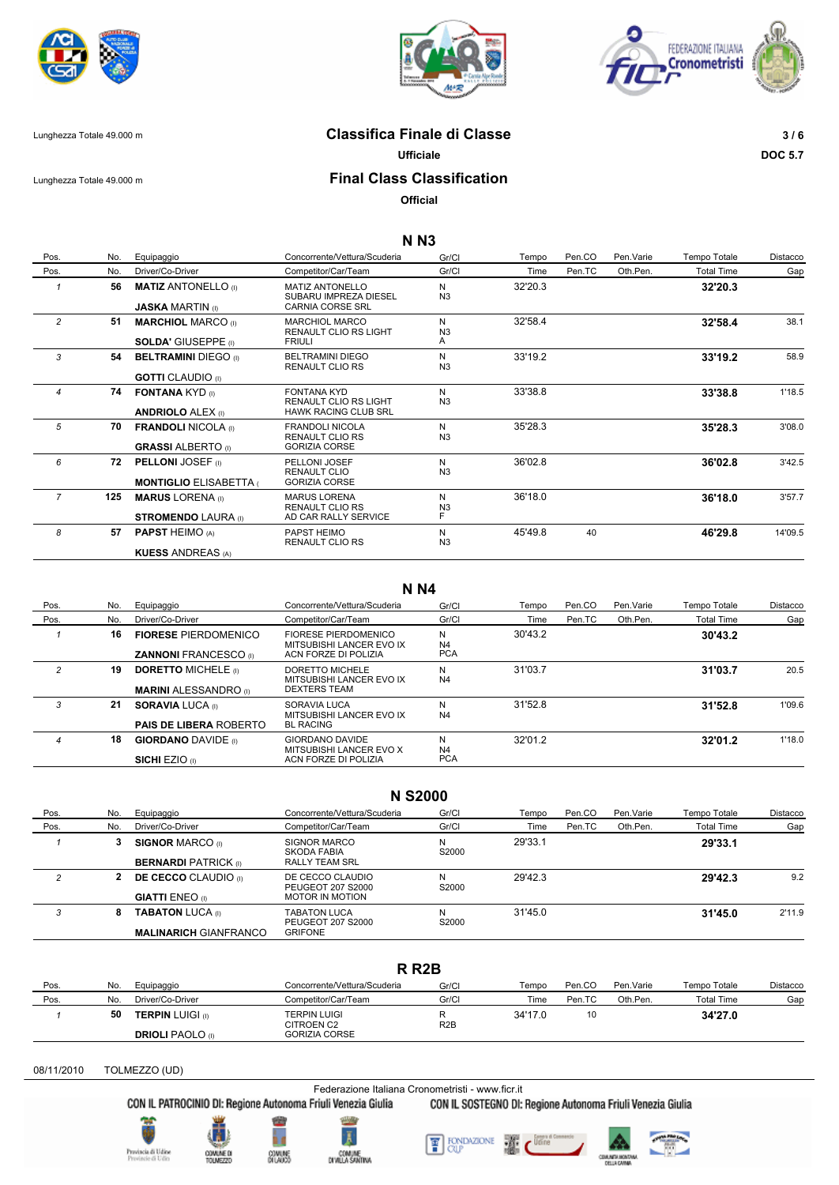Lunghezza Totale 49.000 m

# Classifica Finale di Classe

**Ufficiale**

DOC 5.7

Lunghezza Totale 49.000 m

# Final Class Classification

**Official**

## N N3

| Pos. / Pos. | No. / No. | Equipaggio / Driver/Co-Driver | Concorrente/Vettura/Scuderia / Competitor/Car/Team | Gr/Cl / Gr/Cl | Tempo / Time | Pen.CO / Pen.TC | Pen.Varie / Oth.Pen. | Tempo Totale / Total Time | Distacco / Gap |
|---|---|---|---|---|---|---|---|---|---|
| 1 | 56 | **MATIZ** ANTONELLO (I) / **JASKA** MARTIN (I) | MATIZ ANTONELLO / SUBARU IMPREZA DIESEL / CARNIA CORSE SRL | N / N3 | 32'20.3 | | | **32'20.3** | |
| 2 | 51 | **MARCHIOL** MARCO (I) / **SOLDA'** GIUSEPPE (I) | MARCHIOL MARCO / RENAULT CLIO RS LIGHT / FRIULI | N / N3 / A | 32'58.4 | | | **32'58.4** | 38.1 |
| 3 | 54 | **BELTRAMINI** DIEGO (I) / **GOTTI** CLAUDIO (I) | BELTRAMINI DIEGO / RENAULT CLIO RS | N / N3 | 33'19.2 | | | **33'19.2** | 58.9 |
| 4 | 74 | **FONTANA** KYD (I) / **ANDRIOLO** ALEX (I) | FONTANA KYD / RENAULT CLIO RS LIGHT / HAWK RACING CLUB SRL | N / N3 | 33'38.8 | | | **33'38.8** | 1'18.5 |
| 5 | 70 | **FRANDOLI** NICOLA (I) / **GRASSI** ALBERTO (I) | FRANDOLI NICOLA / RENAULT CLIO RS / GORIZIA CORSE | N / N3 | 35'28.3 | | | **35'28.3** | 3'08.0 |
| 6 | 72 | **PELLONI** JOSEF (I) / **MONTIGLIO** ELISABETTA ( | PELLONI JOSEF / RENAULT CLIO / GORIZIA CORSE | N / N3 | 36'02.8 | | | **36'02.8** | 3'42.5 |
| 7 | 125 | **MARUS** LORENA (I) / **STROMENDO** LAURA (I) | MARUS LORENA / RENAULT CLIO RS / AD CAR RALLY SERVICE | N / N3 / F | 36'18.0 | | | **36'18.0** | 3'57.7 |
| 8 | 57 | **PAPST** HEIMO (A) / **KUESS** ANDREAS (A) | PAPST HEIMO / RENAULT CLIO RS | N / N3 | 45'49.8 | 40 | | **46'29.8** | 14'09.5 |

## N N4

| Pos. / Pos. | No. / No. | Equipaggio / Driver/Co-Driver | Concorrente/Vettura/Scuderia / Competitor/Car/Team | Gr/Cl / Gr/Cl | Tempo / Time | Pen.CO / Pen.TC | Pen.Varie / Oth.Pen. | Tempo Totale / Total Time | Distacco / Gap |
|---|---|---|---|---|---|---|---|---|---|
| 1 | 16 | **FIORESE** PIERDOMENICO / **ZANNONI** FRANCESCO (I) | FIORESE PIERDOMENICO / MITSUBISHI LANCER EVO IX / ACN FORZE DI POLIZIA | N / N4 / PCA | 30'43.2 | | | **30'43.2** | |
| 2 | 19 | **DORETTO** MICHELE (I) / **MARINI** ALESSANDRO (I) | DORETTO MICHELE / MITSUBISHI LANCER EVO IX / DEXTERS TEAM | N / N4 | 31'03.7 | | | **31'03.7** | 20.5 |
| 3 | 21 | **SORAVIA** LUCA (I) / **PAIS DE LIBERA** ROBERTO | SORAVIA LUCA / MITSUBISHI LANCER EVO IX / BL RACING | N / N4 | 31'52.8 | | | **31'52.8** | 1'09.6 |
| 4 | 18 | **GIORDANO** DAVIDE (I) / **SICHI** EZIO (I) | GIORDANO DAVIDE / MITSUBISHI LANCER EVO X / ACN FORZE DI POLIZIA | N / N4 / PCA | 32'01.2 | | | **32'01.2** | 1'18.0 |

## N S2000

| Pos. / Pos. | No. / No. | Equipaggio / Driver/Co-Driver | Concorrente/Vettura/Scuderia / Competitor/Car/Team | Gr/Cl / Gr/Cl | Tempo / Time | Pen.CO / Pen.TC | Pen.Varie / Oth.Pen. | Tempo Totale / Total Time | Distacco / Gap |
|---|---|---|---|---|---|---|---|---|---|
| 1 | 3 | **SIGNOR** MARCO (I) / **BERNARDI** PATRICK (I) | SIGNOR MARCO / SKODA FABIA / RALLY TEAM SRL | N / S2000 | 29'33.1 | | | **29'33.1** | |
| 2 | 2 | **DE CECCO** CLAUDIO (I) / **GIATTI** ENEO (I) | DE CECCO CLAUDIO / PEUGEOT 207 S2000 / MOTOR IN MOTION | N / S2000 | 29'42.3 | | | **29'42.3** | 9.2 |
| 3 | 8 | **TABATON** LUCA (I) / **MALINARICH** GIANFRANCO | TABATON LUCA / PEUGEOT 207 S2000 / GRIFONE | N / S2000 | 31'45.0 | | | **31'45.0** | 2'11.9 |

## R R2B

| Pos. / Pos. | No. / No. | Equipaggio / Driver/Co-Driver | Concorrente/Vettura/Scuderia / Competitor/Car/Team | Gr/Cl / Gr/Cl | Tempo / Time | Pen.CO / Pen.TC | Pen.Varie / Oth.Pen. | Tempo Totale / Total Time | Distacco / Gap |
|---|---|---|---|---|---|---|---|---|---|
| 1 | 50 | **TERPIN** LUIGI (I) / **DRIOLI** PAOLO (I) | TERPIN LUIGI / CITROEN C2 / GORIZIA CORSE | R / R2B | 34'17.0 | 10 | | **34'27.0** | |

08/11/2010 TOLMEZZO (UD)

Federazione Italiana Cronometristi - www.ficr.it

CON IL PATROCINIO DI: Regione Autonoma Friuli Venezia Giulia — CON IL SOSTEGNO DI: Regione Autonoma Friuli Venezia Giulia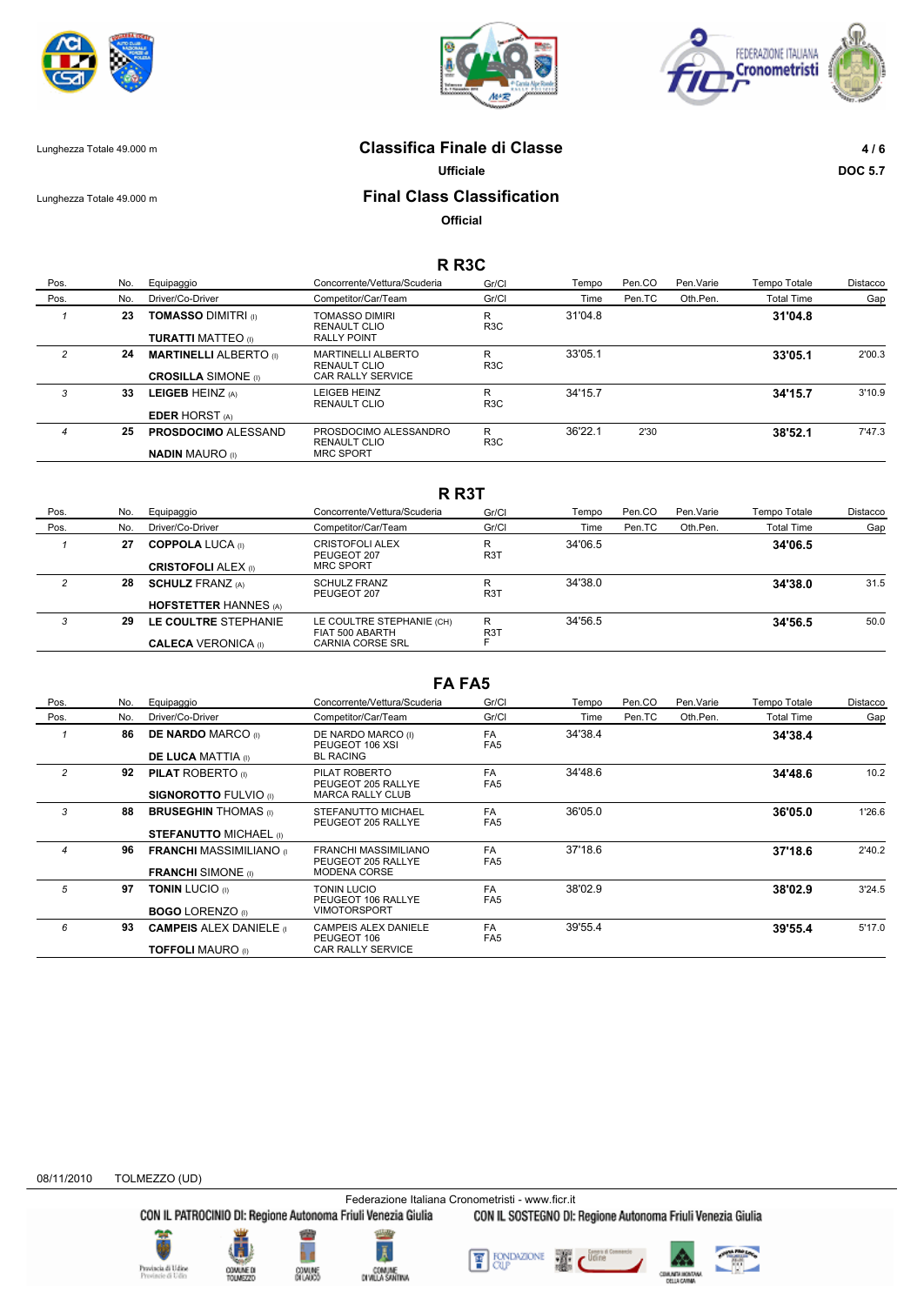Lunghezza Totale 49.000 m

# Classifica Finale di Classe

**Ufficiale**

Lunghezza Totale 49.000 m

# Final Class Classification

**Official**

DOC 5.7

## R R3C

| Pos. / Pos. | No. / No. | Equipaggio / Driver/Co-Driver | Concorrente/Vettura/Scuderia / Competitor/Car/Team | Gr/Cl / Gr/Cl | Tempo / Time | Pen.CO / Pen.TC | Pen.Varie / Oth.Pen. | Tempo Totale / Total Time | Distacco / Gap |
|---|---|---|---|---|---|---|---|---|---|
| 1 | 23 | **TOMASSO DIMITRI** (I) / **TURATTI MATTEO** (I) | TOMASSO DIMIRI / RENAULT CLIO / RALLY POINT | R / R3C | 31'04.8 | | | **31'04.8** | |
| 2 | 24 | **MARTINELLI ALBERTO** (I) / **CROSILLA SIMONE** (I) | MARTINELLI ALBERTO / RENAULT CLIO / CAR RALLY SERVICE | R / R3C | 33'05.1 | | | **33'05.1** | 2'00.3 |
| 3 | 33 | **LEIGEB HEINZ** (A) / **EDER HORST** (A) | LEIGEB HEINZ / RENAULT CLIO | R / R3C | 34'15.7 | | | **34'15.7** | 3'10.9 |
| 4 | 25 | **PROSDOCIMO ALESSAND** / **NADIN MAURO** (I) | PROSDOCIMO ALESSANDRO / RENAULT CLIO / MRC SPORT | R / R3C | 36'22.1 | 2'30 | | **38'52.1** | 7'47.3 |

## R R3T

| Pos. / Pos. | No. / No. | Equipaggio / Driver/Co-Driver | Concorrente/Vettura/Scuderia / Competitor/Car/Team | Gr/Cl / Gr/Cl | Tempo / Time | Pen.CO / Pen.TC | Pen.Varie / Oth.Pen. | Tempo Totale / Total Time | Distacco / Gap |
|---|---|---|---|---|---|---|---|---|---|
| 1 | 27 | **COPPOLA LUCA** (I) / **CRISTOFOLI ALEX** (I) | CRISTOFOLI ALEX / PEUGEOT 207 / MRC SPORT | R / R3T | 34'06.5 | | | **34'06.5** | |
| 2 | 28 | **SCHULZ FRANZ** (A) / **HOFSTETTER HANNES** (A) | SCHULZ FRANZ / PEUGEOT 207 | R / R3T | 34'38.0 | | | **34'38.0** | 31.5 |
| 3 | 29 | **LE COULTRE STEPHANIE** / **CALECA VERONICA** (I) | LE COULTRE STEPHANIE (CH) / FIAT 500 ABARTH / CARNIA CORSE SRL | R / R3T / F | 34'56.5 | | | **34'56.5** | 50.0 |

## FA FA5

| Pos. / Pos. | No. / No. | Equipaggio / Driver/Co-Driver | Concorrente/Vettura/Scuderia / Competitor/Car/Team | Gr/Cl / Gr/Cl | Tempo / Time | Pen.CO / Pen.TC | Pen.Varie / Oth.Pen. | Tempo Totale / Total Time | Distacco / Gap |
|---|---|---|---|---|---|---|---|---|---|
| 1 | 86 | **DE NARDO MARCO** (I) / **DE LUCA MATTIA** (I) | DE NARDO MARCO (I) / PEUGEOT 106 XSI / BL RACING | FA / FA5 | 34'38.4 | | | **34'38.4** | |
| 2 | 92 | **PILAT ROBERTO** (I) / **SIGNOROTTO FULVIO** (I) | PILAT ROBERTO / PEUGEOT 205 RALLYE / MARCA RALLY CLUB | FA / FA5 | 34'48.6 | | | **34'48.6** | 10.2 |
| 3 | 88 | **BRUSEGHIN THOMAS** (I) / **STEFANUTTO MICHAEL** (I) | STEFANUTTO MICHAEL / PEUGEOT 205 RALLYE | FA / FA5 | 36'05.0 | | | **36'05.0** | 1'26.6 |
| 4 | 96 | **FRANCHI MASSIMILIANO** (I) / **FRANCHI SIMONE** (I) | FRANCHI MASSIMILIANO / PEUGEOT 205 RALLYE / MODENA CORSE | FA / FA5 | 37'18.6 | | | **37'18.6** | 2'40.2 |
| 5 | 97 | **TONIN LUCIO** (I) / **BOGO LORENZO** (I) | TONIN LUCIO / PEUGEOT 106 RALLYE / VIMOTORSPORT | FA / FA5 | 38'02.9 | | | **38'02.9** | 3'24.5 |
| 6 | 93 | **CAMPEIS ALEX DANIELE** (I) / **TOFFOLI MAURO** (I) | CAMPEIS ALEX DANIELE / PEUGEOT 106 / CAR RALLY SERVICE | FA / FA5 | 39'55.4 | | | **39'55.4** | 5'17.0 |

08/11/2010 TOLMEZZO (UD)

Federazione Italiana Cronometristi - www.ficr.it

CON IL PATROCINIO DI: Regione Autonoma Friuli Venezia Giulia — CON IL SOSTEGNO DI: Regione Autonoma Friuli Venezia Giulia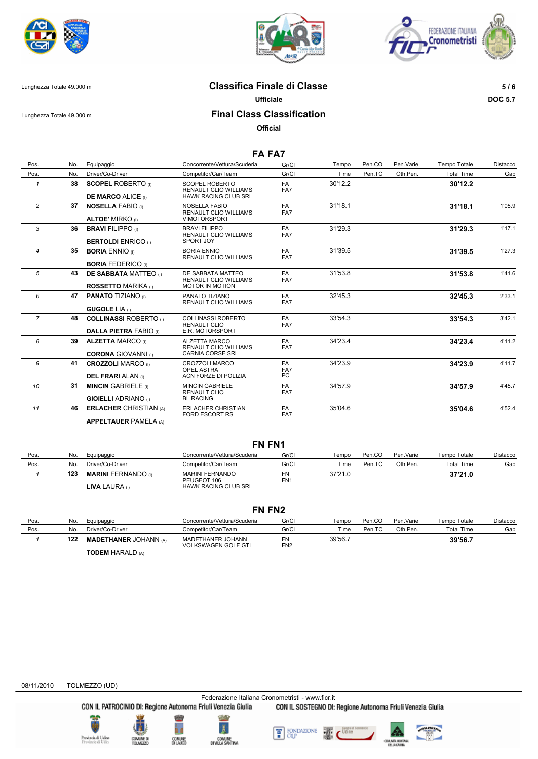Lunghezza Totale 49.000 m

# Classifica Finale di Classe

**Ufficiale**

Lunghezza Totale 49.000 m

# Final Class Classification

**Official**

DOC 5.7

## FA FA7

| Pos. | No. | Equipaggio | Concorrente/Vettura/Scuderia | Gr/Cl | Tempo | Pen.CO | Pen.Varie | Tempo Totale | Distacco |
|---|---|---|---|---|---|---|---|---|---|
| Pos. | No. | Driver/Co-Driver | Competitor/Car/Team | Gr/Cl | Time | Pen.TC | Oth.Pen. | Total Time | Gap |
| 1 | 38 | **SCOPEL** ROBERTO (I) / **DE MARCO** ALICE (I) | SCOPEL ROBERTO / RENAULT CLIO WILLIAMS / HAWK RACING CLUB SRL | FA FA7 | 30'12.2 | | | **30'12.2** | |
| 2 | 37 | **NOSELLA** FABIO (I) / **ALTOE'** MIRKO (I) | NOSELLA FABIO / RENAULT CLIO WILLIAMS / VIMOTORSPORT | FA FA7 | 31'18.1 | | | **31'18.1** | 1'05.9 |
| 3 | 36 | **BRAVI** FILIPPO (I) / **BERTOLDI** ENRICO (I) | BRAVI FILIPPO / RENAULT CLIO WILLIAMS / SPORT JOY | FA FA7 | 31'29.3 | | | **31'29.3** | 1'17.1 |
| 4 | 35 | **BORIA** ENNIO (I) / **BORIA** FEDERICO (I) | BORIA ENNIO / RENAULT CLIO WILLIAMS | FA FA7 | 31'39.5 | | | **31'39.5** | 1'27.3 |
| 5 | 43 | **DE SABBATA** MATTEO (I) / **ROSSETTO** MARIKA (I) | DE SABBATA MATTEO / RENAULT CLIO WILLIAMS / MOTOR IN MOTION | FA FA7 | 31'53.8 | | | **31'53.8** | 1'41.6 |
| 6 | 47 | **PANATO** TIZIANO (I) / **GUGOLE** LIA (I) | PANATO TIZIANO / RENAULT CLIO WILLIAMS | FA FA7 | 32'45.3 | | | **32'45.3** | 2'33.1 |
| 7 | 48 | **COLLINASSI** ROBERTO (I) / **DALLA PIETRA** FABIO (I) | COLLINASSI ROBERTO / RENAULT CLIO / E.R. MOTORSPORT | FA FA7 | 33'54.3 | | | **33'54.3** | 3'42.1 |
| 8 | 39 | **ALZETTA** MARCO (I) / **CORONA** GIOVANNI (I) | ALZETTA MARCO / RENAULT CLIO WILLIAMS / CARNIA CORSE SRL | FA FA7 | 34'23.4 | | | **34'23.4** | 4'11.2 |
| 9 | 41 | **CROZZOLI** MARCO (I) / **DEL FRARI** ALAN (I) | CROZZOLI MARCO / OPEL ASTRA / ACN FORZE DI POLIZIA | FA FA7 PC | 34'23.9 | | | **34'23.9** | 4'11.7 |
| 10 | 31 | **MINCIN** GABRIELE (I) / **GIOIELLI** ADRIANO (I) | MINCIN GABRIELE / RENAULT CLIO / BL RACING | FA FA7 | 34'57.9 | | | **34'57.9** | 4'45.7 |
| 11 | 46 | **ERLACHER** CHRISTIAN (A) / **APPELTAUER** PAMELA (A) | ERLACHER CHRISTIAN / FORD ESCORT RS | FA FA7 | 35'04.6 | | | **35'04.6** | 4'52.4 |

## FN FN1

| Pos. | No. | Equipaggio | Concorrente/Vettura/Scuderia | Gr/Cl | Tempo | Pen.CO | Pen.Varie | Tempo Totale | Distacco |
|---|---|---|---|---|---|---|---|---|---|
| Pos. | No. | Driver/Co-Driver | Competitor/Car/Team | Gr/Cl | Time | Pen.TC | Oth.Pen. | Total Time | Gap |
| 1 | 123 | **MARINI** FERNANDO (I) / **LIVA** LAURA (I) | MARINI FERNANDO / PEUGEOT 106 / HAWK RACING CLUB SRL | FN FN1 | 37'21.0 | | | **37'21.0** | |

## FN FN2

| Pos. | No. | Equipaggio | Concorrente/Vettura/Scuderia | Gr/Cl | Tempo | Pen.CO | Pen.Varie | Tempo Totale | Distacco |
|---|---|---|---|---|---|---|---|---|---|
| Pos. | No. | Driver/Co-Driver | Competitor/Car/Team | Gr/Cl | Time | Pen.TC | Oth.Pen. | Total Time | Gap |
| 1 | 122 | **MADETHANER** JOHANN (A) / **TODEM** HARALD (A) | MADETHANER JOHANN / VOLKSWAGEN GOLF GTI | FN FN2 | 39'56.7 | | | **39'56.7** | |

08/11/2010 TOLMEZZO (UD)

Federazione Italiana Cronometristi - www.ficr.it

CON IL PATROCINIO DI: Regione Autonoma Friuli Venezia Giulia — CON IL SOSTEGNO DI: Regione Autonoma Friuli Venezia Giulia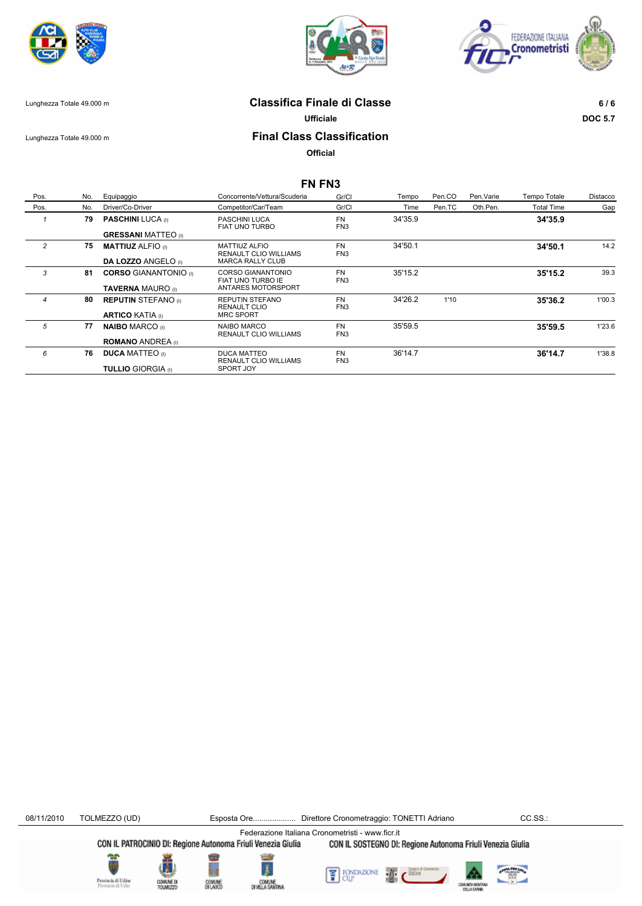Lunghezza Totale 49.000 m

# Classifica Finale di Classe

**Ufficiale**

DOC 5.7

Lunghezza Totale 49.000 m

# Final Class Classification

**Official**

## FN FN3

| Pos. / Pos. | No. / No. | Equipaggio / Driver/Co-Driver | Concorrente/Vettura/Scuderia / Competitor/Car/Team | Gr/Cl / Gr/Cl | Tempo / Time | Pen.CO / Pen.TC | Pen.Varie / Oth.Pen. | Tempo Totale / Total Time | Distacco / Gap |
|---|---|---|---|---|---|---|---|---|---|
| *1* | **79** | **PASCHINI** LUCA (I)<br>**GRESSANI** MATTEO (I) | PASCHINI LUCA<br>FIAT UNO TURBO | FN<br>FN3 | 34'35.9 | | | **34'35.9** | |
| *2* | **75** | **MATTIUZ** ALFIO (I)<br>**DA LOZZO** ANGELO (I) | MATTIUZ ALFIO<br>RENAULT CLIO WILLIAMS<br>MARCA RALLY CLUB | FN<br>FN3 | 34'50.1 | | | **34'50.1** | 14.2 |
| *3* | **81** | **CORSO** GIANANTONIO (I)<br>**TAVERNA** MAURO (I) | CORSO GIANANTONIO<br>FIAT UNO TURBO IE<br>ANTARES MOTORSPORT | FN<br>FN3 | 35'15.2 | | | **35'15.2** | 39.3 |
| *4* | **80** | **REPUTIN** STEFANO (I)<br>**ARTICO** KATIA (I) | REPUTIN STEFANO<br>RENAULT CLIO<br>MRC SPORT | FN<br>FN3 | 34'26.2 | 1'10 | | **35'36.2** | 1'00.3 |
| *5* | **77** | **NAIBO** MARCO (I)<br>**ROMANO** ANDREA (I) | NAIBO MARCO<br>RENAULT CLIO WILLIAMS | FN<br>FN3 | 35'59.5 | | | **35'59.5** | 1'23.6 |
| *6* | **76** | **DUCA** MATTEO (I)<br>**TULLIO** GIORGIA (I) | DUCA MATTEO<br>RENAULT CLIO WILLIAMS<br>SPORT JOY | FN<br>FN3 | 36'14.7 | | | **36'14.7** | 1'38.8 |

08/11/2010 TOLMEZZO (UD) Esposta Ore.................... Direttore Cronometraggio: TONETTI Adriano CC.SS.:

Federazione Italiana Cronometristi - www.ficr.it

CON IL PATROCINIO DI: Regione Autonoma Friuli Venezia Giulia CON IL SOSTEGNO DI: Regione Autonoma Friuli Venezia Giulia